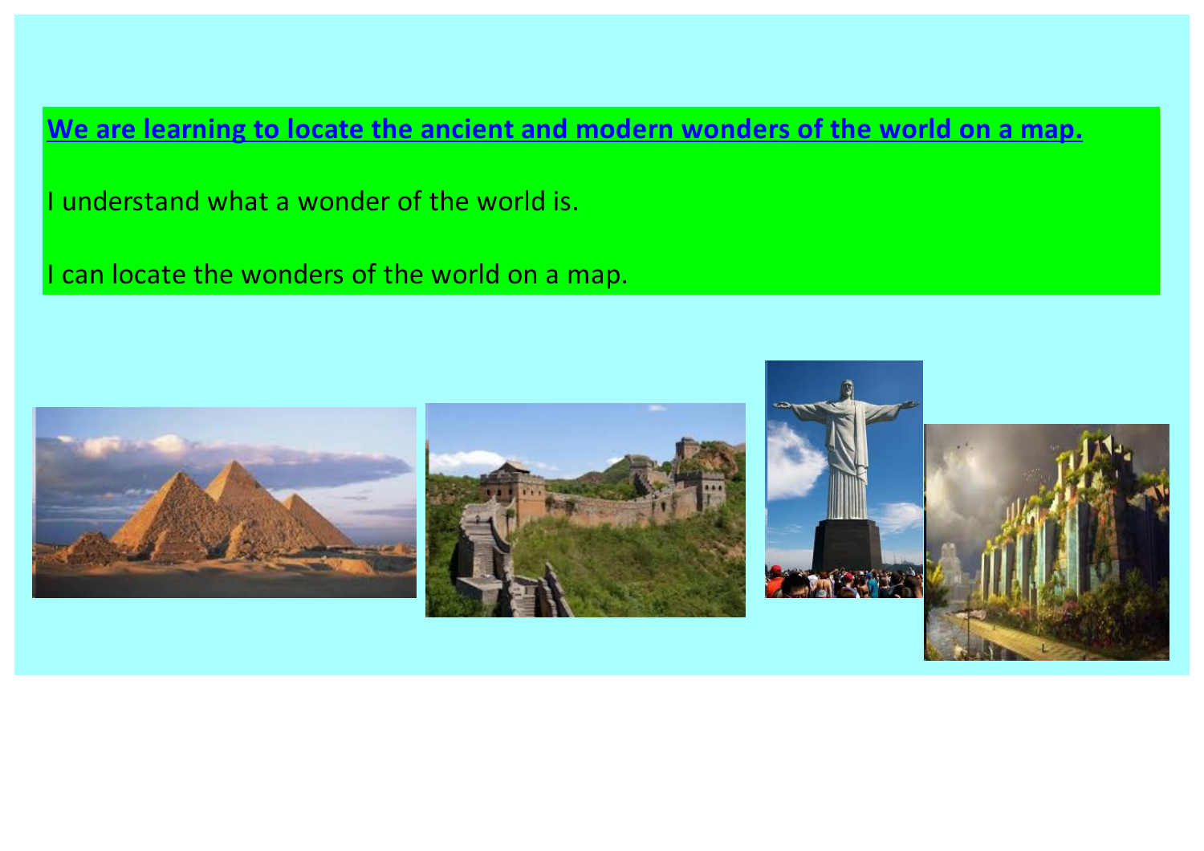**We are learning to locate the ancient and modern wonders of the world on a map.**

I understand what a wonder of the world is.

I can locate the wonders of the world on a map.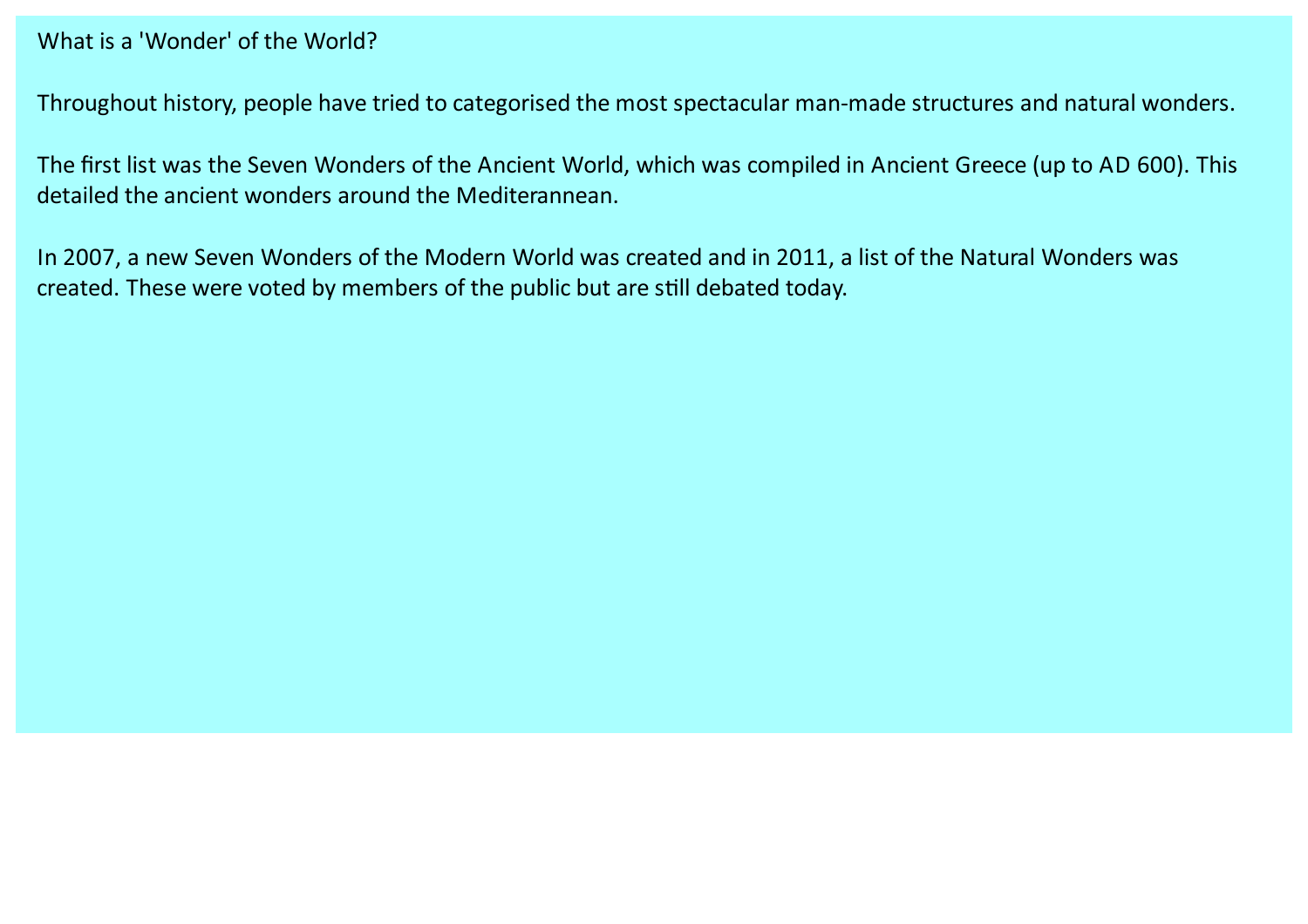What is a 'Wonder' of the World?

Throughout history, people have tried to categorised the most spectacular man-made structures and natural wonders.

The first list was the Seven Wonders of the Ancient World, which was compiled in Ancient Greece (up to AD 600). This detailed the ancient wonders around the Mediterannean.

In 2007, a new Seven Wonders of the Modern World was created and in 2011, a list of the Natural Wonders was created. These were voted by members of the public but are still debated today.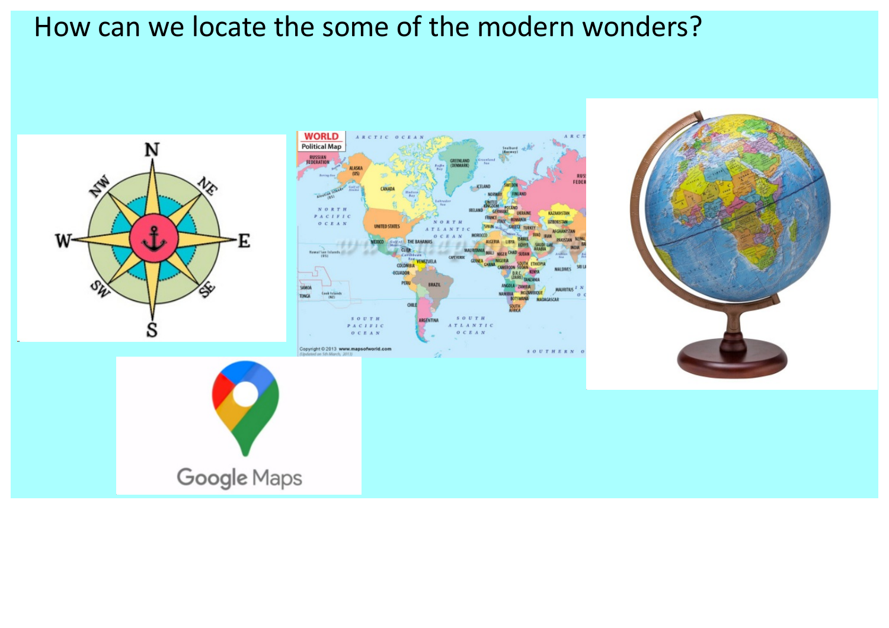How can we locate the some of the modern wonders?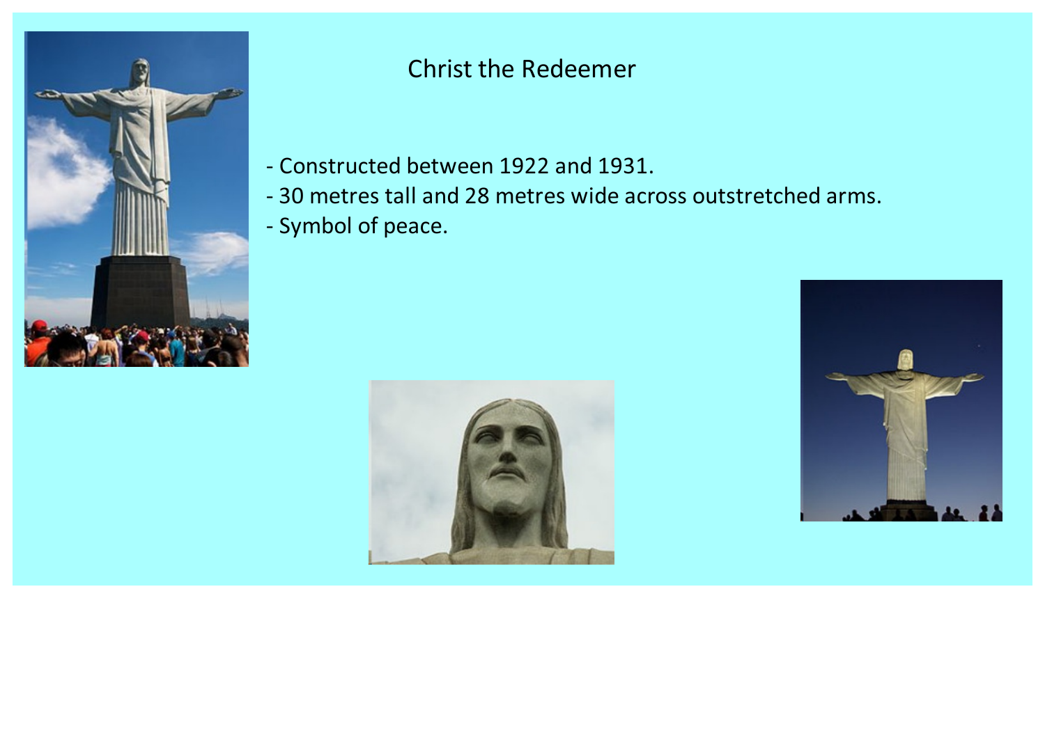# Christ the Redeemer

- Constructed between 1922 and 1931.
- 30 metres tall and 28 metres wide across outstretched arms.
- Symbol of peace.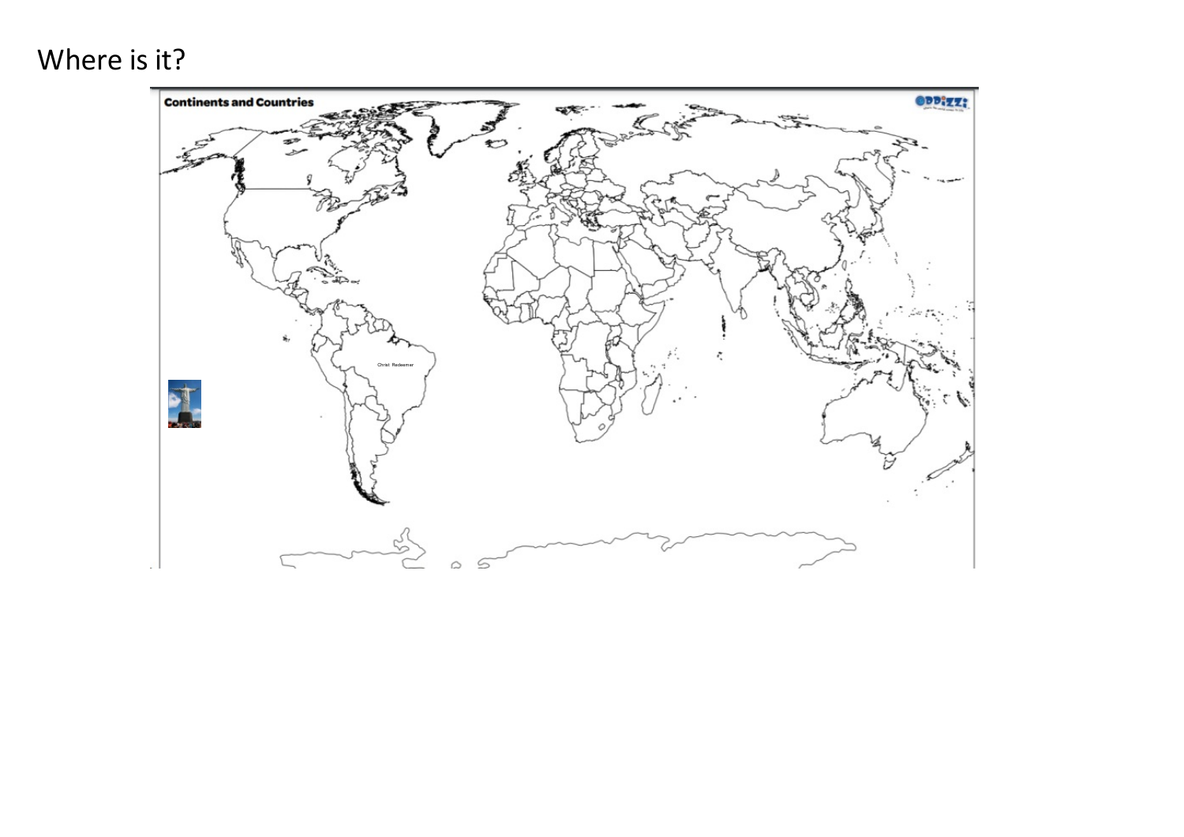Where is it?

**Continents and Countries**

Christ Redeemer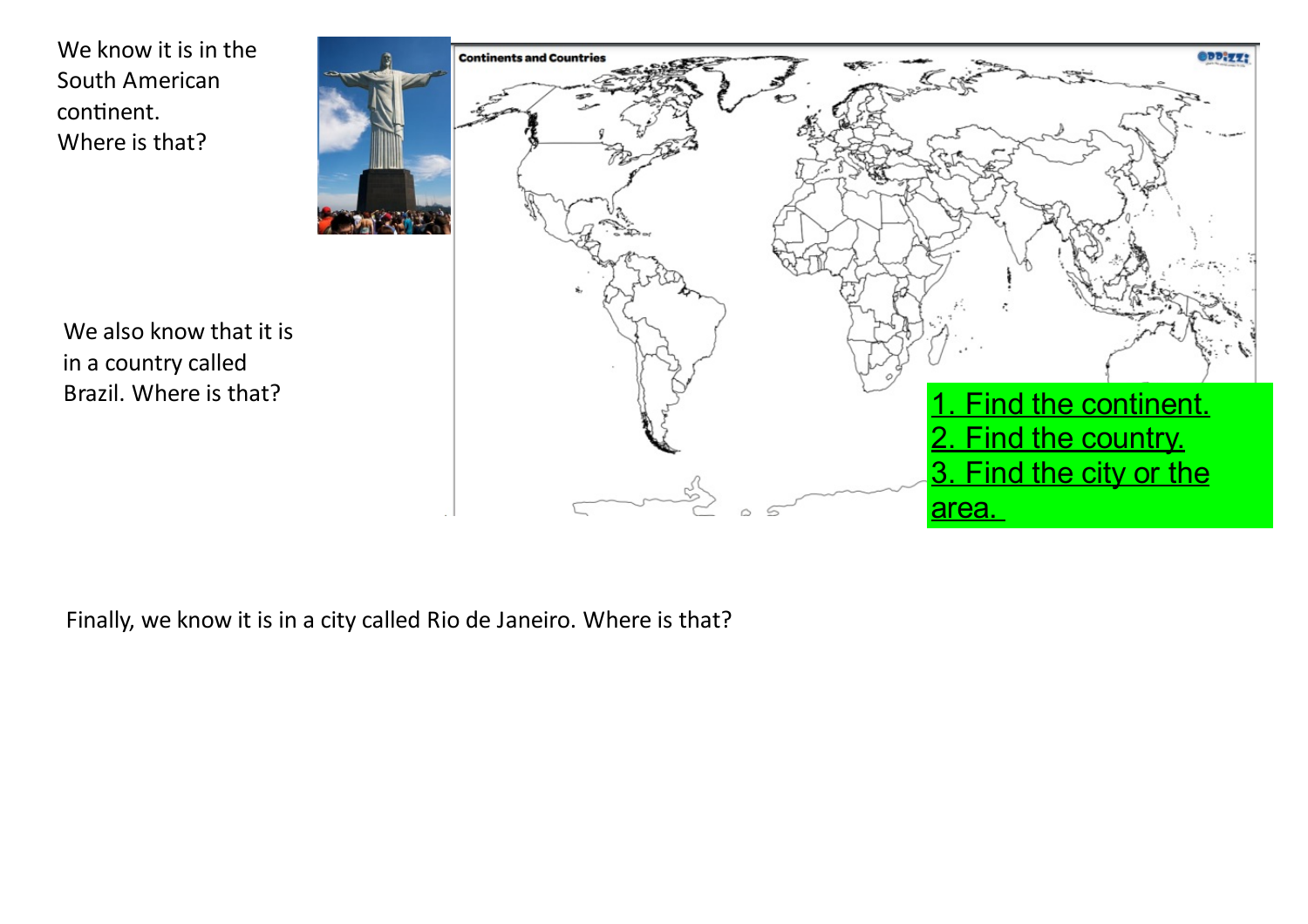We know it is in the South American continent.
Where is that?

We also know that it is in a country called Brazil. Where is that?

1. Find the continent.
2. Find the country.
3. Find the city or the area.

Finally, we know it is in a city called Rio de Janeiro. Where is that?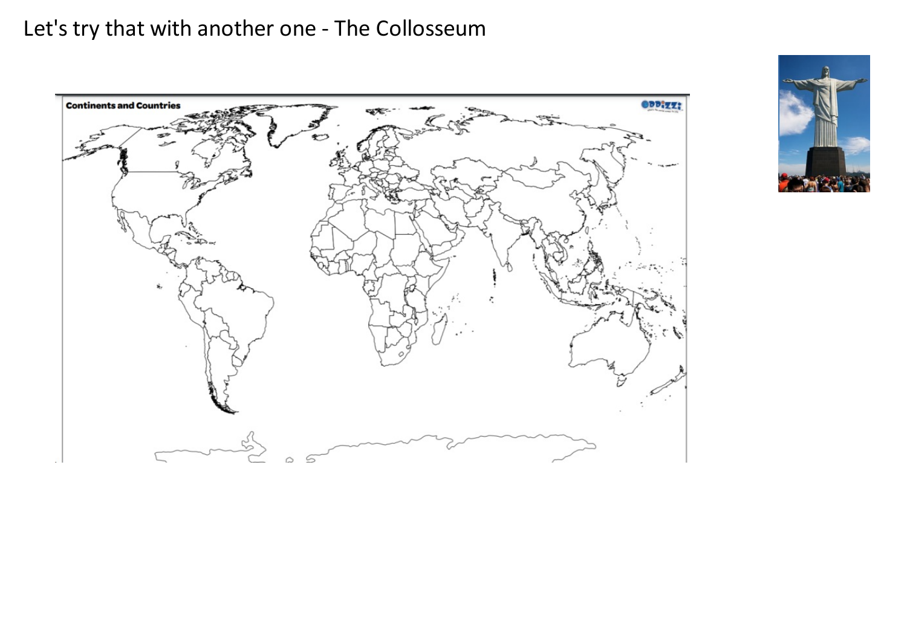Let's try that with another one - The Collosseum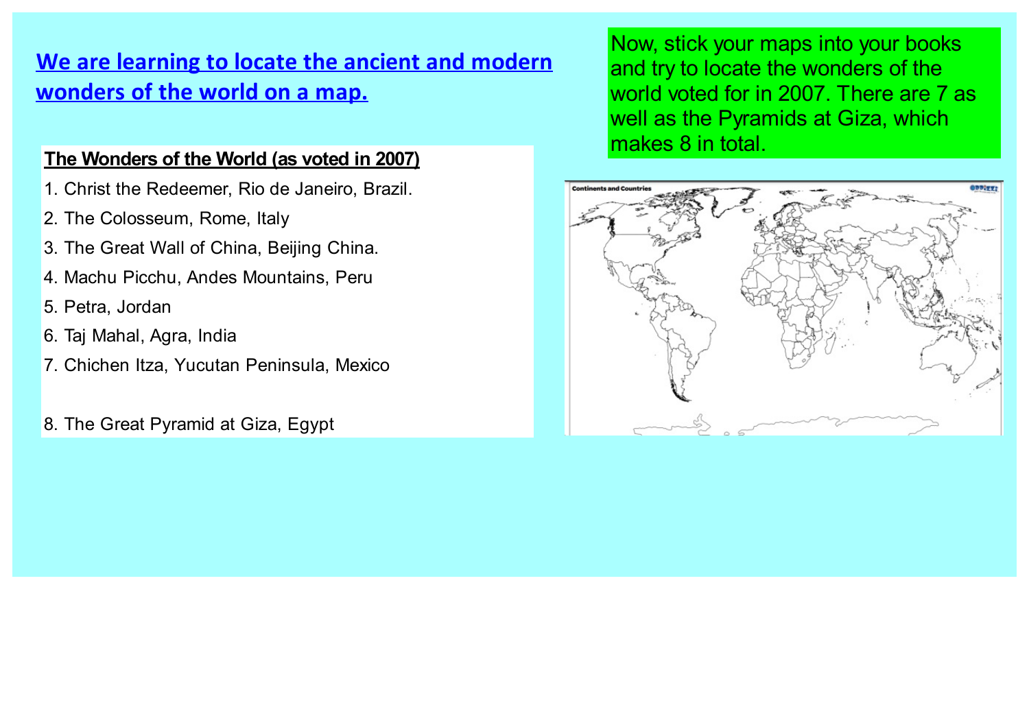## We are learning to locate the ancient and modern wonders of the world on a map.

**The Wonders of the World (as voted in 2007)**

1. Christ the Redeemer, Rio de Janeiro, Brazil.
2. The Colosseum, Rome, Italy
3. The Great Wall of China, Beijing China.
4. Machu Picchu, Andes Mountains, Peru
5. Petra, Jordan
6. Taj Mahal, Agra, India
7. Chichen Itza, Yucutan Peninsula, Mexico

8. The Great Pyramid at Giza, Egypt

Now, stick your maps into your books and try to locate the wonders of the world voted for in 2007. There are 7 as well as the Pyramids at Giza, which makes 8 in total.

Continents and Countries